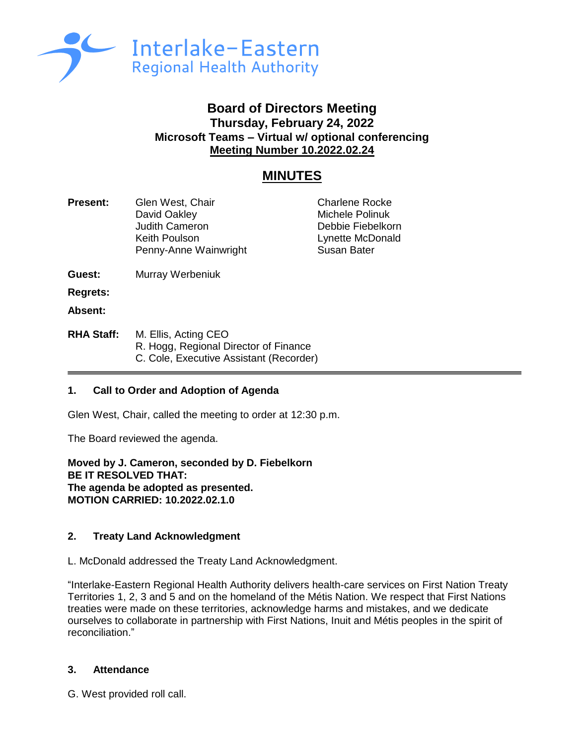Interlake-Eastern
Regional Health Authority

# Board of Directors Meeting

**Thursday, February 24, 2022**
**Microsoft Teams – Virtual w/ optional conferencing**
**Meeting Number 10.2022.02.24**

## MINUTES

**Present:** Glen West, Chair; David Oakley; Judith Cameron; Keith Poulson; Penny-Anne Wainwright; Charlene Rocke; Michele Polinuk; Debbie Fiebelkorn; Lynette McDonald; Susan Bater

**Guest:** Murray Werbeniuk

**Regrets:**

**Absent:**

**RHA Staff:** M. Ellis, Acting CEO
R. Hogg, Regional Director of Finance
C. Cole, Executive Assistant (Recorder)

---

### 1. Call to Order and Adoption of Agenda

Glen West, Chair, called the meeting to order at 12:30 p.m.

The Board reviewed the agenda.

**Moved by J. Cameron, seconded by D. Fiebelkorn**
**BE IT RESOLVED THAT:**
**The agenda be adopted as presented.**
**MOTION CARRIED: 10.2022.02.1.0**

### 2. Treaty Land Acknowledgment

L. McDonald addressed the Treaty Land Acknowledgment.

"Interlake-Eastern Regional Health Authority delivers health-care services on First Nation Treaty Territories 1, 2, 3 and 5 and on the homeland of the Métis Nation. We respect that First Nations treaties were made on these territories, acknowledge harms and mistakes, and we dedicate ourselves to collaborate in partnership with First Nations, Inuit and Métis peoples in the spirit of reconciliation."

### 3. Attendance

G. West provided roll call.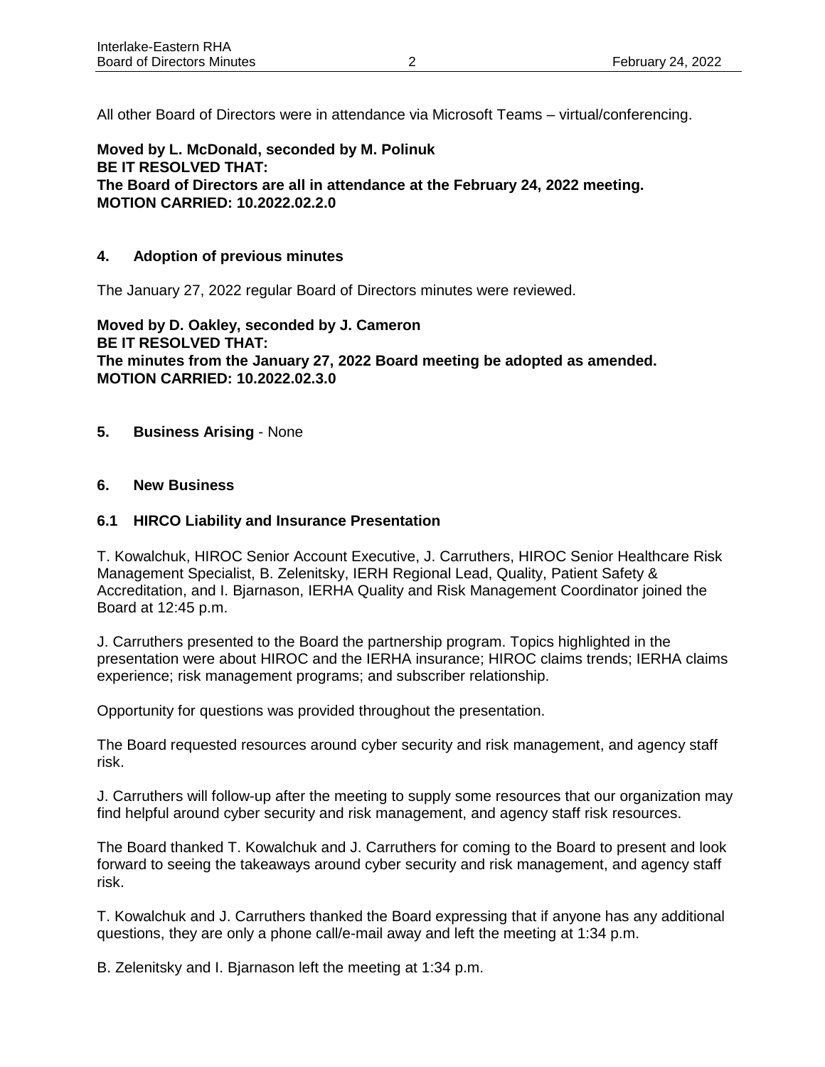All other Board of Directors were in attendance via Microsoft Teams – virtual/conferencing.

**Moved by L. McDonald, seconded by M. Polinuk**
**BE IT RESOLVED THAT:**
**The Board of Directors are all in attendance at the February 24, 2022 meeting.**
**MOTION CARRIED: 10.2022.02.2.0**

## 4. Adoption of previous minutes

The January 27, 2022 regular Board of Directors minutes were reviewed.

**Moved by D. Oakley, seconded by J. Cameron**
**BE IT RESOLVED THAT:**
**The minutes from the January 27, 2022 Board meeting be adopted as amended.**
**MOTION CARRIED: 10.2022.02.3.0**

## 5. Business Arising - None

## 6. New Business

### 6.1 HIRCO Liability and Insurance Presentation

T. Kowalchuk, HIROC Senior Account Executive, J. Carruthers, HIROC Senior Healthcare Risk Management Specialist, B. Zelenitsky, IERH Regional Lead, Quality, Patient Safety & Accreditation, and I. Bjarnason, IERHA Quality and Risk Management Coordinator joined the Board at 12:45 p.m.

J. Carruthers presented to the Board the partnership program. Topics highlighted in the presentation were about HIROC and the IERHA insurance; HIROC claims trends; IERHA claims experience; risk management programs; and subscriber relationship.

Opportunity for questions was provided throughout the presentation.

The Board requested resources around cyber security and risk management, and agency staff risk.

J. Carruthers will follow-up after the meeting to supply some resources that our organization may find helpful around cyber security and risk management, and agency staff risk resources.

The Board thanked T. Kowalchuk and J. Carruthers for coming to the Board to present and look forward to seeing the takeaways around cyber security and risk management, and agency staff risk.

T. Kowalchuk and J. Carruthers thanked the Board expressing that if anyone has any additional questions, they are only a phone call/e-mail away and left the meeting at 1:34 p.m.

B. Zelenitsky and I. Bjarnason left the meeting at 1:34 p.m.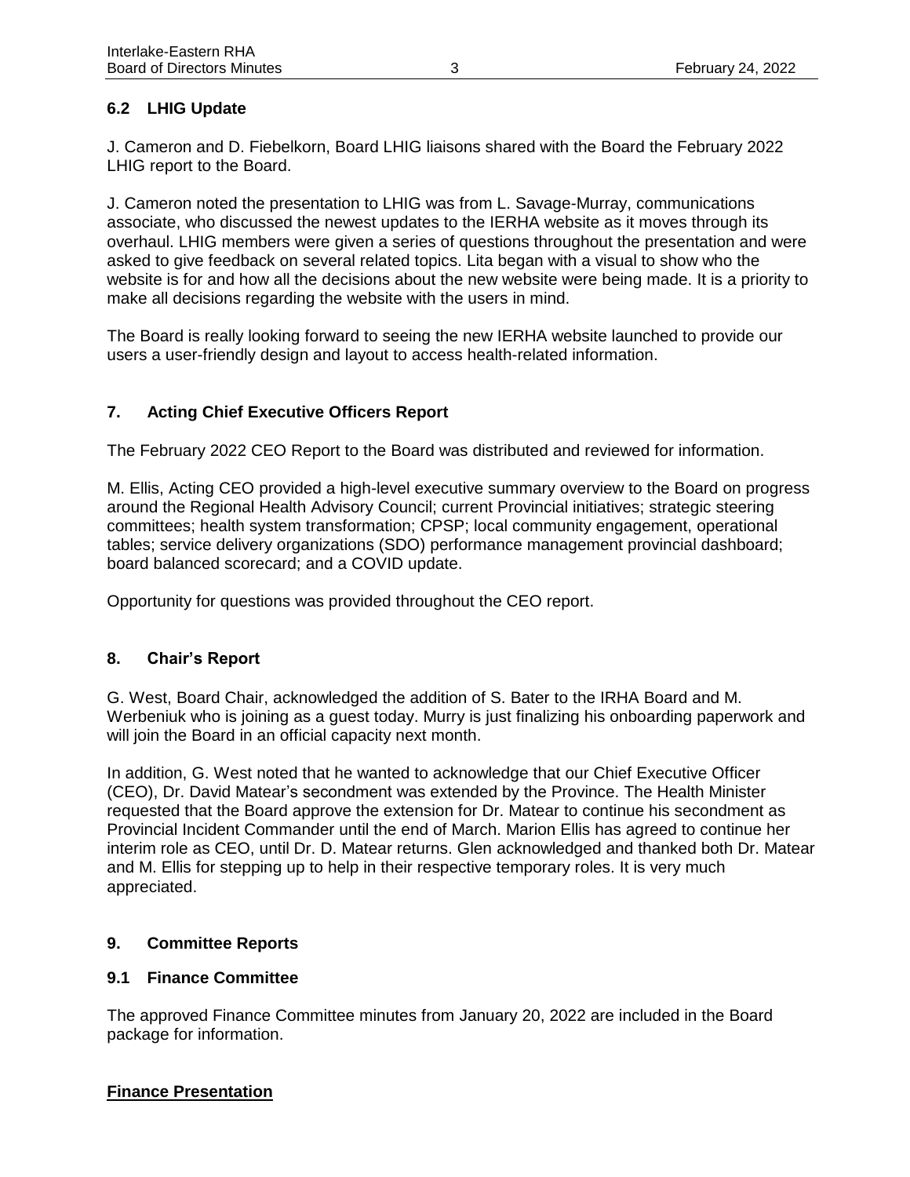### 6.2 LHIG Update

J. Cameron and D. Fiebelkorn, Board LHIG liaisons shared with the Board the February 2022 LHIG report to the Board.

J. Cameron noted the presentation to LHIG was from L. Savage-Murray, communications associate, who discussed the newest updates to the IERHA website as it moves through its overhaul. LHIG members were given a series of questions throughout the presentation and were asked to give feedback on several related topics. Lita began with a visual to show who the website is for and how all the decisions about the new website were being made. It is a priority to make all decisions regarding the website with the users in mind.

The Board is really looking forward to seeing the new IERHA website launched to provide our users a user-friendly design and layout to access health-related information.

## 7. Acting Chief Executive Officers Report

The February 2022 CEO Report to the Board was distributed and reviewed for information.

M. Ellis, Acting CEO provided a high-level executive summary overview to the Board on progress around the Regional Health Advisory Council; current Provincial initiatives; strategic steering committees; health system transformation; CPSP; local community engagement, operational tables; service delivery organizations (SDO) performance management provincial dashboard; board balanced scorecard; and a COVID update.

Opportunity for questions was provided throughout the CEO report.

## 8. Chair's Report

G. West, Board Chair, acknowledged the addition of S. Bater to the IRHA Board and M. Werbeniuk who is joining as a guest today. Murry is just finalizing his onboarding paperwork and will join the Board in an official capacity next month.

In addition, G. West noted that he wanted to acknowledge that our Chief Executive Officer (CEO), Dr. David Matear's secondment was extended by the Province. The Health Minister requested that the Board approve the extension for Dr. Matear to continue his secondment as Provincial Incident Commander until the end of March. Marion Ellis has agreed to continue her interim role as CEO, until Dr. D. Matear returns. Glen acknowledged and thanked both Dr. Matear and M. Ellis for stepping up to help in their respective temporary roles. It is very much appreciated.

## 9. Committee Reports

### 9.1 Finance Committee

The approved Finance Committee minutes from January 20, 2022 are included in the Board package for information.

**Finance Presentation**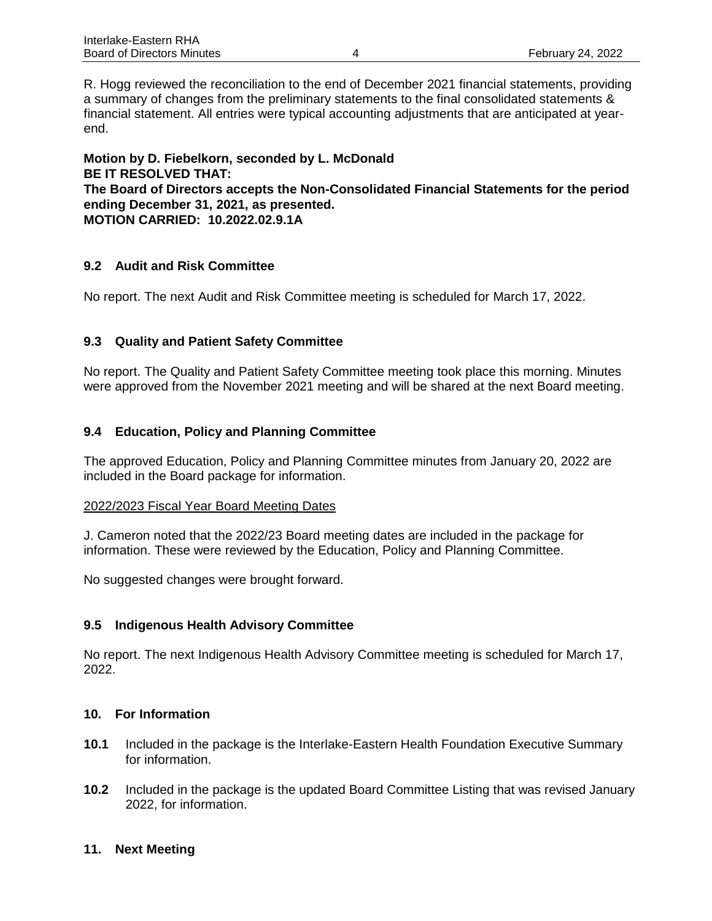R. Hogg reviewed the reconciliation to the end of December 2021 financial statements, providing a summary of changes from the preliminary statements to the final consolidated statements & financial statement. All entries were typical accounting adjustments that are anticipated at year-end.

**Motion by D. Fiebelkorn, seconded by L. McDonald**
**BE IT RESOLVED THAT:**
**The Board of Directors accepts the Non-Consolidated Financial Statements for the period ending December 31, 2021, as presented.**
**MOTION CARRIED: 10.2022.02.9.1A**

### 9.2 Audit and Risk Committee

No report. The next Audit and Risk Committee meeting is scheduled for March 17, 2022.

### 9.3 Quality and Patient Safety Committee

No report. The Quality and Patient Safety Committee meeting took place this morning. Minutes were approved from the November 2021 meeting and will be shared at the next Board meeting.

### 9.4 Education, Policy and Planning Committee

The approved Education, Policy and Planning Committee minutes from January 20, 2022 are included in the Board package for information.

<u>2022/2023 Fiscal Year Board Meeting Dates</u>

J. Cameron noted that the 2022/23 Board meeting dates are included in the package for information. These were reviewed by the Education, Policy and Planning Committee.

No suggested changes were brought forward.

### 9.5 Indigenous Health Advisory Committee

No report. The next Indigenous Health Advisory Committee meeting is scheduled for March 17, 2022.

## 10. For Information

**10.1** Included in the package is the Interlake-Eastern Health Foundation Executive Summary for information.

**10.2** Included in the package is the updated Board Committee Listing that was revised January 2022, for information.

## 11. Next Meeting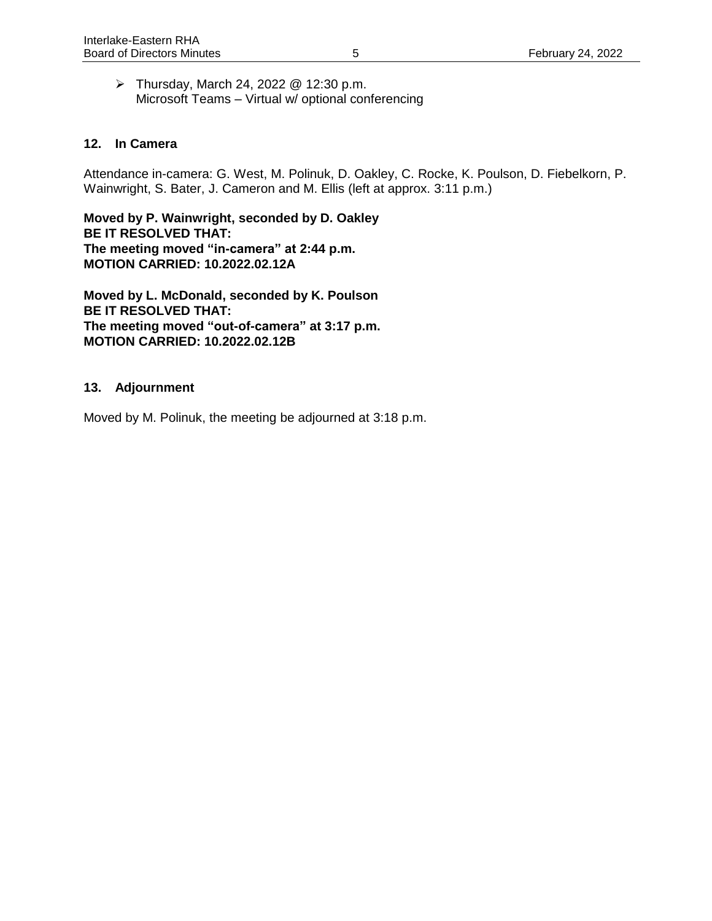- Thursday, March 24, 2022 @ 12:30 p.m.
  Microsoft Teams – Virtual w/ optional conferencing

## 12. In Camera

Attendance in-camera: G. West, M. Polinuk, D. Oakley, C. Rocke, K. Poulson, D. Fiebelkorn, P. Wainwright, S. Bater, J. Cameron and M. Ellis (left at approx. 3:11 p.m.)

**Moved by P. Wainwright, seconded by D. Oakley**
**BE IT RESOLVED THAT:**
**The meeting moved "in-camera" at 2:44 p.m.**
**MOTION CARRIED: 10.2022.02.12A**

**Moved by L. McDonald, seconded by K. Poulson**
**BE IT RESOLVED THAT:**
**The meeting moved "out-of-camera" at 3:17 p.m.**
**MOTION CARRIED: 10.2022.02.12B**

## 13. Adjournment

Moved by M. Polinuk, the meeting be adjourned at 3:18 p.m.